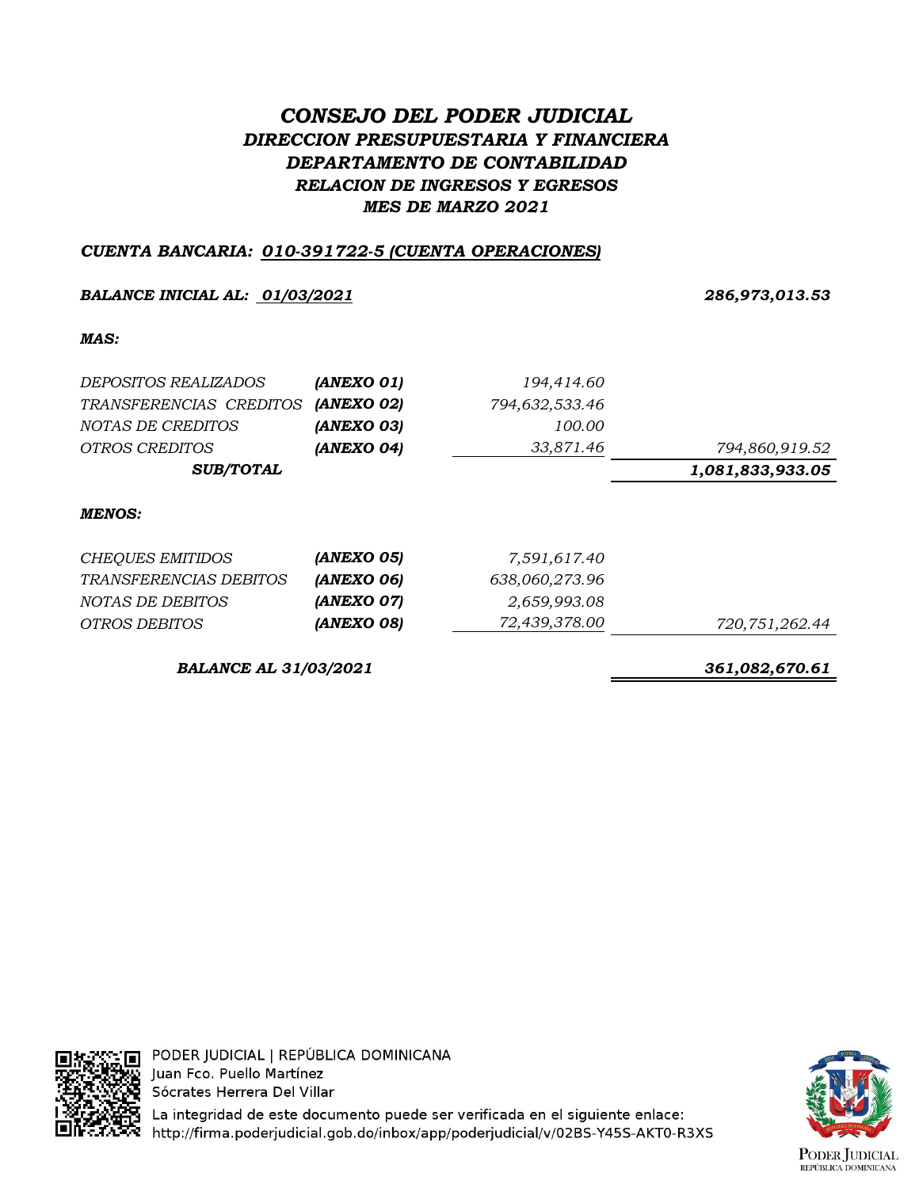# *CONSEJO DEL PODER JUDICIAL*

## *DIRECCION PRESUPUESTARIA Y FINANCIERA*

## *DEPARTAMENTO DE CONTABILIDAD*

### *RELACION DE INGRESOS Y EGRESOS*

### *MES DE MARZO 2021*

***CUENTA BANCARIA: 010-391722-5 (CUENTA OPERACIONES)***

| | | | |
|---|---|---|---|
| ***BALANCE INICIAL AL: 01/03/2021*** | | | ***286,973,013.53*** |
| ***MAS:*** | | | |
| *DEPOSITOS REALIZADOS* | ***(ANEXO 01)*** | *194,414.60* | |
| *TRANSFERENCIAS CREDITOS* | ***(ANEXO 02)*** | *794,632,533.46* | |
| *NOTAS DE CREDITOS* | ***(ANEXO 03)*** | *100.00* | |
| *OTROS CREDITOS* | ***(ANEXO 04)*** | *33,871.46* | *794,860,919.52* |
| ***SUB/TOTAL*** | | | ***1,081,833,933.05*** |
| ***MENOS:*** | | | |
| *CHEQUES EMITIDOS* | ***(ANEXO 05)*** | *7,591,617.40* | |
| *TRANSFERENCIAS DEBITOS* | ***(ANEXO 06)*** | *638,060,273.96* | |
| *NOTAS DE DEBITOS* | ***(ANEXO 07)*** | *2,659,993.08* | |
| *OTROS DEBITOS* | ***(ANEXO 08)*** | *72,439,378.00* | *720,751,262.44* |
| ***BALANCE AL 31/03/2021*** | | | ***361,082,670.61*** |

PODER JUDICIAL | REPÚBLICA DOMINICANA
Juan Fco. Puello Martínez
Sócrates Herrera Del Villar
La integridad de este documento puede ser verificada en el siguiente enlace:
http://firma.poderjudicial.gob.do/inbox/app/poderjudicial/v/02BS-Y45S-AKT0-R3XS

PODER JUDICIAL
REPÚBLICA DOMINICANA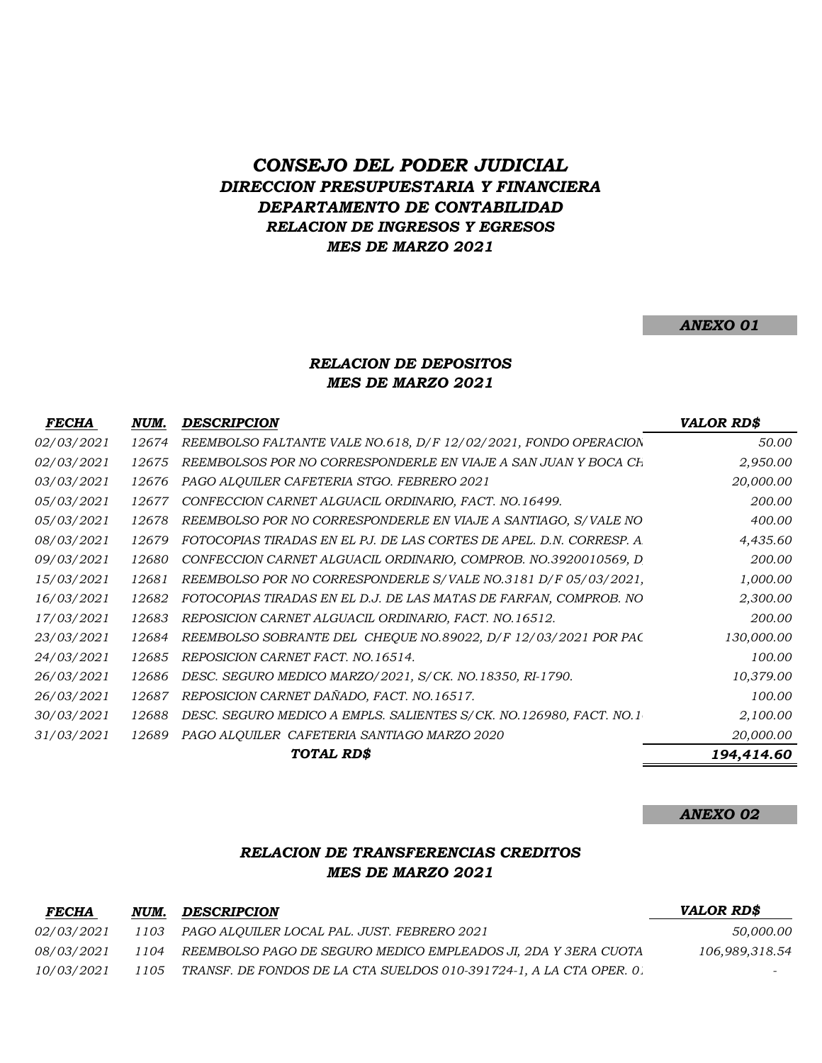# *CONSEJO DEL PODER JUDICIAL*
## *DIRECCION PRESUPUESTARIA Y FINANCIERA*
## *DEPARTAMENTO DE CONTABILIDAD*
### *RELACION DE INGRESOS Y EGRESOS*
### *MES DE MARZO 2021*

***ANEXO 01***

### *RELACION DE DEPOSITOS*
### *MES DE MARZO 2021*

| *FECHA* | *NUM.* | *DESCRIPCION* | *VALOR RD$* |
|---|---|---|---|
| *02/03/2021* | *12674* | *REEMBOLSO FALTANTE VALE NO.618, D/F 12/02/2021, FONDO OPERACION* | *50.00* |
| *02/03/2021* | *12675* | *REEMBOLSOS POR NO CORRESPONDERLE EN VIAJE A SAN JUAN Y BOCA CH* | *2,950.00* |
| *03/03/2021* | *12676* | *PAGO ALQUILER CAFETERIA STGO. FEBRERO 2021* | *20,000.00* |
| *05/03/2021* | *12677* | *CONFECCION CARNET ALGUACIL ORDINARIO, FACT. NO.16499.* | *200.00* |
| *05/03/2021* | *12678* | *REEMBOLSO POR NO CORRESPONDERLE EN VIAJE A SANTIAGO, S/VALE NO* | *400.00* |
| *08/03/2021* | *12679* | *FOTOCOPIAS TIRADAS EN EL PJ. DE LAS CORTES DE APEL. D.N. CORRESP. A* | *4,435.60* |
| *09/03/2021* | *12680* | *CONFECCION CARNET ALGUACIL ORDINARIO, COMPROB. NO.3920010569, D* | *200.00* |
| *15/03/2021* | *12681* | *REEMBOLSO POR NO CORRESPONDERLE S/VALE NO.3181 D/F 05/03/2021,* | *1,000.00* |
| *16/03/2021* | *12682* | *FOTOCOPIAS TIRADAS EN EL D.J. DE LAS MATAS DE FARFAN, COMPROB. NO* | *2,300.00* |
| *17/03/2021* | *12683* | *REPOSICION CARNET ALGUACIL ORDINARIO, FACT. NO.16512.* | *200.00* |
| *23/03/2021* | *12684* | *REEMBOLSO SOBRANTE DEL CHEQUE NO.89022, D/F 12/03/2021 POR PAC* | *130,000.00* |
| *24/03/2021* | *12685* | *REPOSICION CARNET FACT. NO.16514.* | *100.00* |
| *26/03/2021* | *12686* | *DESC. SEGURO MEDICO MARZO/2021, S/CK. NO.18350, RI-1790.* | *10,379.00* |
| *26/03/2021* | *12687* | *REPOSICION CARNET DAÑADO, FACT. NO.16517.* | *100.00* |
| *30/03/2021* | *12688* | *DESC. SEGURO MEDICO A EMPLS. SALIENTES S/CK. NO.126980, FACT. NO.1* | *2,100.00* |
| *31/03/2021* | *12689* | *PAGO ALQUILER CAFETERIA SANTIAGO MARZO 2020* | *20,000.00* |
| | | ***TOTAL RD$*** | ***194,414.60*** |

***ANEXO 02***

### *RELACION DE TRANSFERENCIAS CREDITOS*
### *MES DE MARZO 2021*

| *FECHA* | *NUM.* | *DESCRIPCION* | *VALOR RD$* |
|---|---|---|---|
| *02/03/2021* | *1103* | *PAGO ALQUILER LOCAL PAL. JUST. FEBRERO 2021* | *50,000.00* |
| *08/03/2021* | *1104* | *REEMBOLSO PAGO DE SEGURO MEDICO EMPLEADOS JI, 2DA Y 3ERA CUOTA* | *106,989,318.54* |
| *10/03/2021* | *1105* | *TRANSF. DE FONDOS DE LA CTA SUELDOS 010-391724-1, A LA CTA OPER. 0* | *-* |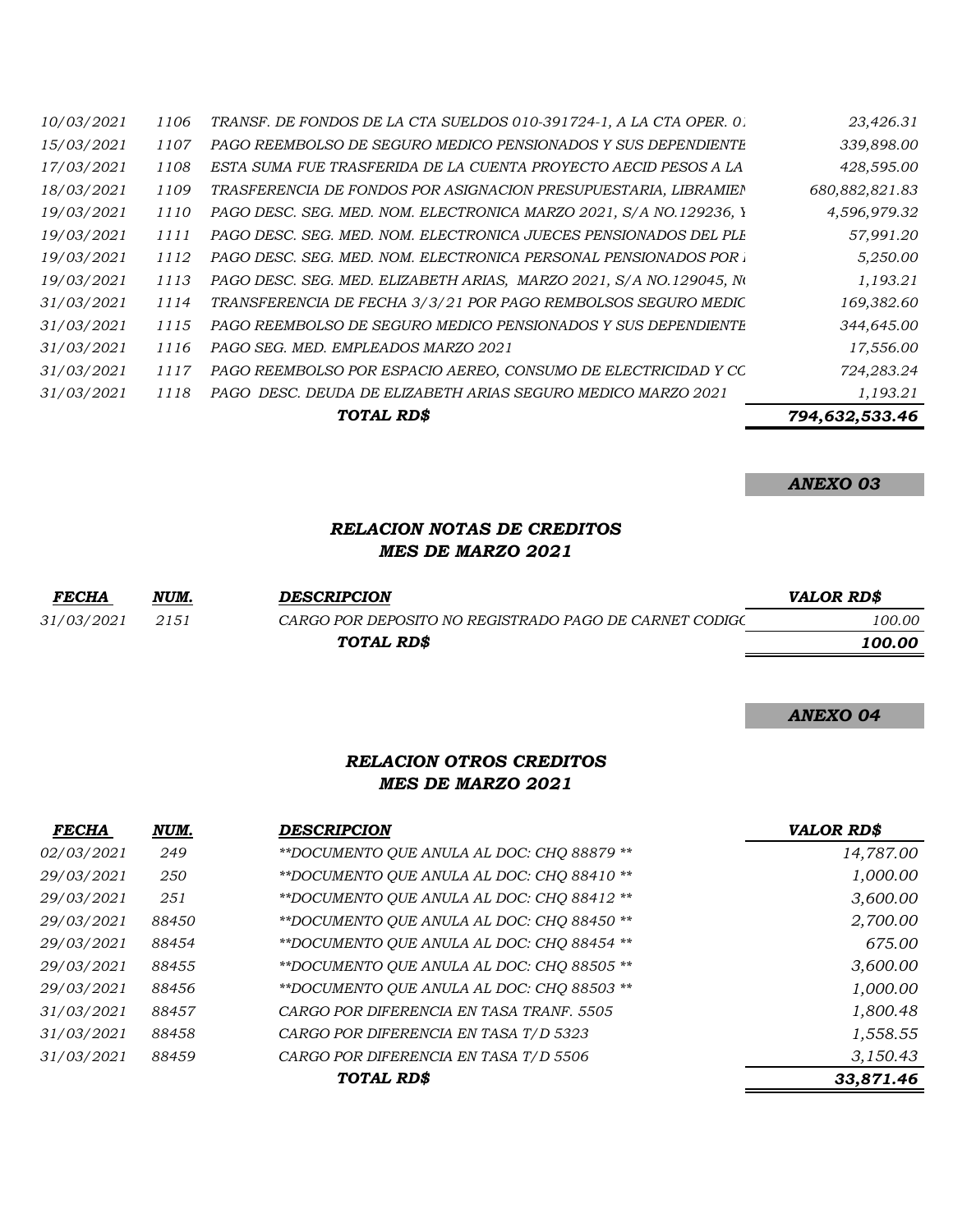| | | | |
|---|---|---|---|
| 10/03/2021 | 1106 | TRANSF. DE FONDOS DE LA CTA SUELDOS 010-391724-1, A LA CTA OPER. 01 | 23,426.31 |
| 15/03/2021 | 1107 | PAGO REEMBOLSO DE SEGURO MEDICO PENSIONADOS Y SUS DEPENDIENTE | 339,898.00 |
| 17/03/2021 | 1108 | ESTA SUMA FUE TRASFERIDA DE LA CUENTA PROYECTO AECID PESOS A LA | 428,595.00 |
| 18/03/2021 | 1109 | TRASFERENCIA DE FONDOS POR ASIGNACION PRESUPUESTARIA, LIBRAMIEN | 680,882,821.83 |
| 19/03/2021 | 1110 | PAGO DESC. SEG. MED. NOM. ELECTRONICA MARZO 2021, S/A NO.129236, Y | 4,596,979.32 |
| 19/03/2021 | 1111 | PAGO DESC. SEG. MED. NOM. ELECTRONICA JUECES PENSIONADOS DEL PLE | 57,991.20 |
| 19/03/2021 | 1112 | PAGO DESC. SEG. MED. NOM. ELECTRONICA PERSONAL PENSIONADOS POR I | 5,250.00 |
| 19/03/2021 | 1113 | PAGO DESC. SEG. MED. ELIZABETH ARIAS, MARZO 2021, S/A NO.129045, NO | 1,193.21 |
| 31/03/2021 | 1114 | TRANSFERENCIA DE FECHA 3/3/21 POR PAGO REMBOLSOS SEGURO MEDIC | 169,382.60 |
| 31/03/2021 | 1115 | PAGO REEMBOLSO DE SEGURO MEDICO PENSIONADOS Y SUS DEPENDIENTE | 344,645.00 |
| 31/03/2021 | 1116 | PAGO SEG. MED. EMPLEADOS MARZO 2021 | 17,556.00 |
| 31/03/2021 | 1117 | PAGO REEMBOLSO POR ESPACIO AEREO, CONSUMO DE ELECTRICIDAD Y CC | 724,283.24 |
| 31/03/2021 | 1118 | PAGO DESC. DEUDA DE ELIZABETH ARIAS SEGURO MEDICO MARZO 2021 | 1,193.21 |
| | | **TOTAL RD$** | **794,632,533.46** |

**ANEXO 03**

## RELACION NOTAS DE CREDITOS
## MES DE MARZO 2021

| FECHA | NUM. | DESCRIPCION | VALOR RD$ |
|---|---|---|---|
| 31/03/2021 | 2151 | CARGO POR DEPOSITO NO REGISTRADO PAGO DE CARNET CODIGO | 100.00 |
| | | **TOTAL RD$** | **100.00** |

**ANEXO 04**

## RELACION OTROS CREDITOS
## MES DE MARZO 2021

| FECHA | NUM. | DESCRIPCION | VALOR RD$ |
|---|---|---|---|
| 02/03/2021 | 249 | **DOCUMENTO QUE ANULA AL DOC: CHQ 88879 ** | 14,787.00 |
| 29/03/2021 | 250 | **DOCUMENTO QUE ANULA AL DOC: CHQ 88410 ** | 1,000.00 |
| 29/03/2021 | 251 | **DOCUMENTO QUE ANULA AL DOC: CHQ 88412 ** | 3,600.00 |
| 29/03/2021 | 88450 | **DOCUMENTO QUE ANULA AL DOC: CHQ 88450 ** | 2,700.00 |
| 29/03/2021 | 88454 | **DOCUMENTO QUE ANULA AL DOC: CHQ 88454 ** | 675.00 |
| 29/03/2021 | 88455 | **DOCUMENTO QUE ANULA AL DOC: CHQ 88505 ** | 3,600.00 |
| 29/03/2021 | 88456 | **DOCUMENTO QUE ANULA AL DOC: CHQ 88503 ** | 1,000.00 |
| 31/03/2021 | 88457 | CARGO POR DIFERENCIA EN TASA TRANF. 5505 | 1,800.48 |
| 31/03/2021 | 88458 | CARGO POR DIFERENCIA EN TASA T/D 5323 | 1,558.55 |
| 31/03/2021 | 88459 | CARGO POR DIFERENCIA EN TASA T/D 5506 | 3,150.43 |
| | | **TOTAL RD$** | **33,871.46** |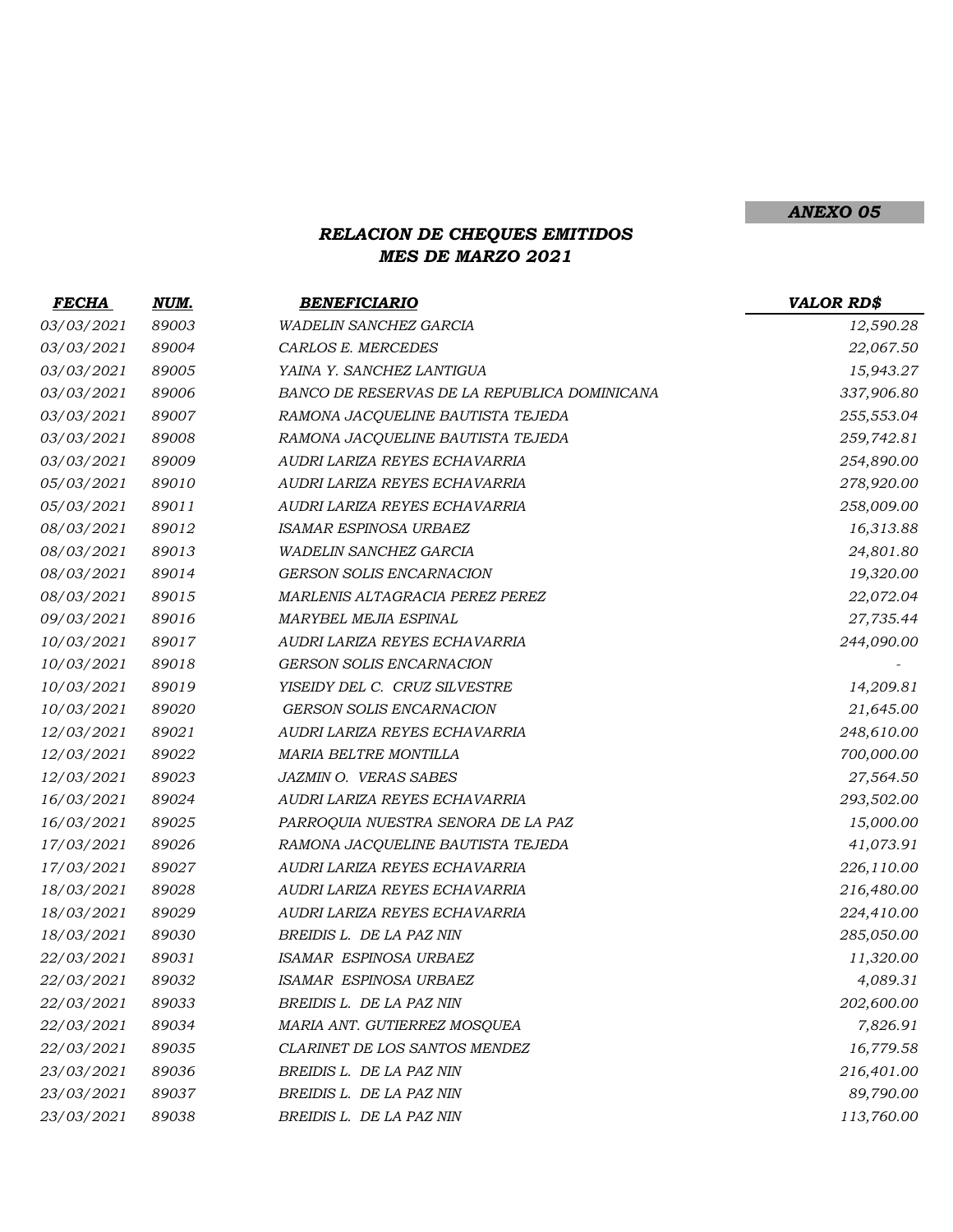***ANEXO 05***

### *RELACION DE CHEQUES EMITIDOS*
### *MES DE MARZO 2021*

| ***FECHA*** | ***NUM.*** | ***BENEFICIARIO*** | ***VALOR RD$*** |
|---|---|---|---|
| *03/03/2021* | *89003* | *WADELIN SANCHEZ GARCIA* | *12,590.28* |
| *03/03/2021* | *89004* | *CARLOS E. MERCEDES* | *22,067.50* |
| *03/03/2021* | *89005* | *YAINA Y. SANCHEZ LANTIGUA* | *15,943.27* |
| *03/03/2021* | *89006* | *BANCO DE RESERVAS DE LA REPUBLICA DOMINICANA* | *337,906.80* |
| *03/03/2021* | *89007* | *RAMONA JACQUELINE BAUTISTA TEJEDA* | *255,553.04* |
| *03/03/2021* | *89008* | *RAMONA JACQUELINE BAUTISTA TEJEDA* | *259,742.81* |
| *03/03/2021* | *89009* | *AUDRI LARIZA REYES ECHAVARRIA* | *254,890.00* |
| *05/03/2021* | *89010* | *AUDRI LARIZA REYES ECHAVARRIA* | *278,920.00* |
| *05/03/2021* | *89011* | *AUDRI LARIZA REYES ECHAVARRIA* | *258,009.00* |
| *08/03/2021* | *89012* | *ISAMAR ESPINOSA URBAEZ* | *16,313.88* |
| *08/03/2021* | *89013* | *WADELIN SANCHEZ GARCIA* | *24,801.80* |
| *08/03/2021* | *89014* | *GERSON SOLIS ENCARNACION* | *19,320.00* |
| *08/03/2021* | *89015* | *MARLENIS ALTAGRACIA PEREZ PEREZ* | *22,072.04* |
| *09/03/2021* | *89016* | *MARYBEL MEJIA ESPINAL* | *27,735.44* |
| *10/03/2021* | *89017* | *AUDRI LARIZA REYES ECHAVARRIA* | *244,090.00* |
| *10/03/2021* | *89018* | *GERSON SOLIS ENCARNACION* | *-* |
| *10/03/2021* | *89019* | *YISEIDY DEL C. CRUZ SILVESTRE* | *14,209.81* |
| *10/03/2021* | *89020* | *GERSON SOLIS ENCARNACION* | *21,645.00* |
| *12/03/2021* | *89021* | *AUDRI LARIZA REYES ECHAVARRIA* | *248,610.00* |
| *12/03/2021* | *89022* | *MARIA BELTRE MONTILLA* | *700,000.00* |
| *12/03/2021* | *89023* | *JAZMIN O. VERAS SABES* | *27,564.50* |
| *16/03/2021* | *89024* | *AUDRI LARIZA REYES ECHAVARRIA* | *293,502.00* |
| *16/03/2021* | *89025* | *PARROQUIA NUESTRA SENORA DE LA PAZ* | *15,000.00* |
| *17/03/2021* | *89026* | *RAMONA JACQUELINE BAUTISTA TEJEDA* | *41,073.91* |
| *17/03/2021* | *89027* | *AUDRI LARIZA REYES ECHAVARRIA* | *226,110.00* |
| *18/03/2021* | *89028* | *AUDRI LARIZA REYES ECHAVARRIA* | *216,480.00* |
| *18/03/2021* | *89029* | *AUDRI LARIZA REYES ECHAVARRIA* | *224,410.00* |
| *18/03/2021* | *89030* | *BREIDIS L. DE LA PAZ NIN* | *285,050.00* |
| *22/03/2021* | *89031* | *ISAMAR ESPINOSA URBAEZ* | *11,320.00* |
| *22/03/2021* | *89032* | *ISAMAR ESPINOSA URBAEZ* | *4,089.31* |
| *22/03/2021* | *89033* | *BREIDIS L. DE LA PAZ NIN* | *202,600.00* |
| *22/03/2021* | *89034* | *MARIA ANT. GUTIERREZ MOSQUEA* | *7,826.91* |
| *22/03/2021* | *89035* | *CLARINET DE LOS SANTOS MENDEZ* | *16,779.58* |
| *23/03/2021* | *89036* | *BREIDIS L. DE LA PAZ NIN* | *216,401.00* |
| *23/03/2021* | *89037* | *BREIDIS L. DE LA PAZ NIN* | *89,790.00* |
| *23/03/2021* | *89038* | *BREIDIS L. DE LA PAZ NIN* | *113,760.00* |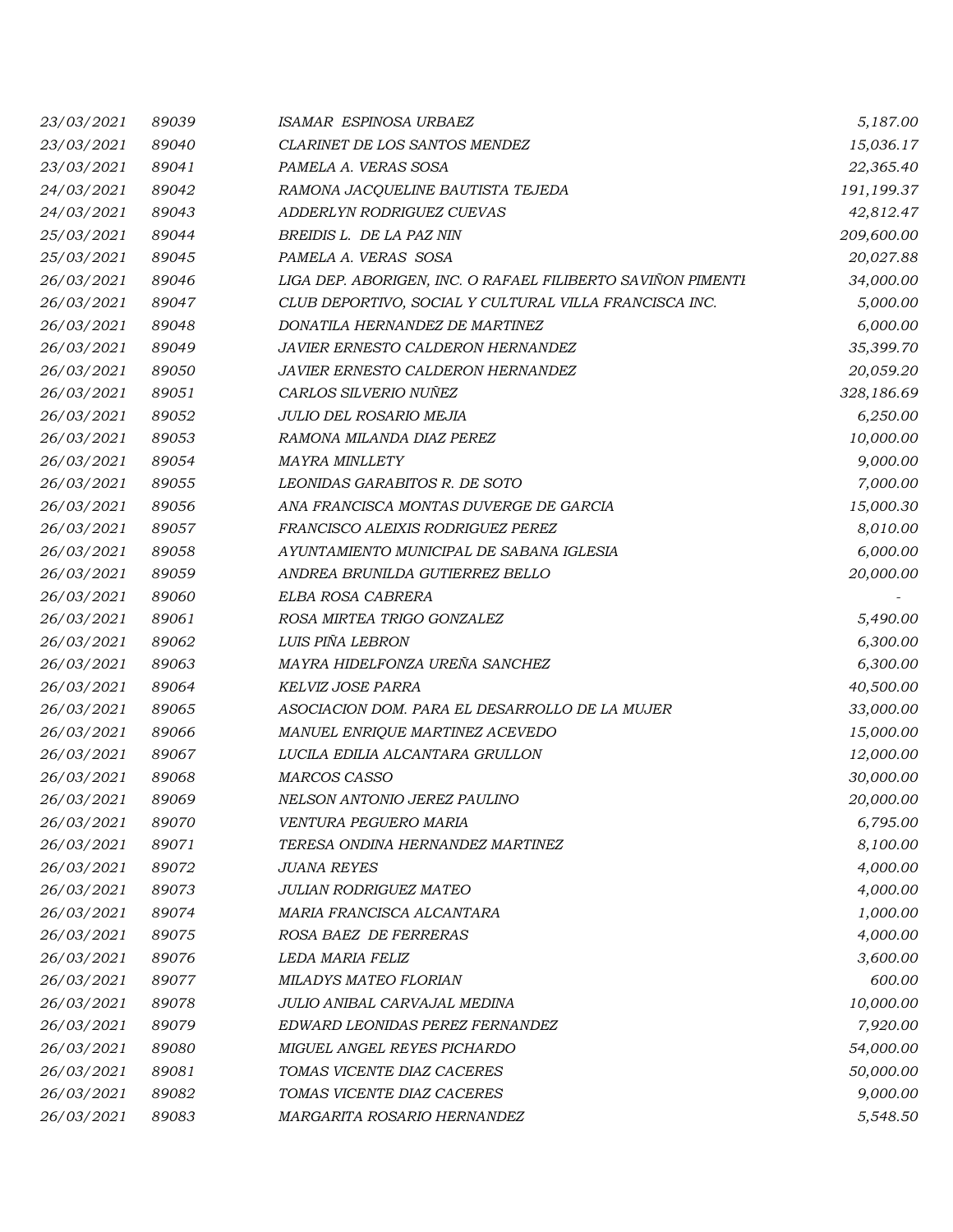| | | | |
|---|---|---|---|
| 23/03/2021 | 89039 | ISAMAR ESPINOSA URBAEZ | 5,187.00 |
| 23/03/2021 | 89040 | CLARINET DE LOS SANTOS MENDEZ | 15,036.17 |
| 23/03/2021 | 89041 | PAMELA A. VERAS SOSA | 22,365.40 |
| 24/03/2021 | 89042 | RAMONA JACQUELINE BAUTISTA TEJEDA | 191,199.37 |
| 24/03/2021 | 89043 | ADDERLYN RODRIGUEZ CUEVAS | 42,812.47 |
| 25/03/2021 | 89044 | BREIDIS L. DE LA PAZ NIN | 209,600.00 |
| 25/03/2021 | 89045 | PAMELA A. VERAS SOSA | 20,027.88 |
| 26/03/2021 | 89046 | LIGA DEP. ABORIGEN, INC. O RAFAEL FILIBERTO SAVIÑON PIMENTI | 34,000.00 |
| 26/03/2021 | 89047 | CLUB DEPORTIVO, SOCIAL Y CULTURAL VILLA FRANCISCA INC. | 5,000.00 |
| 26/03/2021 | 89048 | DONATILA HERNANDEZ DE MARTINEZ | 6,000.00 |
| 26/03/2021 | 89049 | JAVIER ERNESTO CALDERON HERNANDEZ | 35,399.70 |
| 26/03/2021 | 89050 | JAVIER ERNESTO CALDERON HERNANDEZ | 20,059.20 |
| 26/03/2021 | 89051 | CARLOS SILVERIO NUÑEZ | 328,186.69 |
| 26/03/2021 | 89052 | JULIO DEL ROSARIO MEJIA | 6,250.00 |
| 26/03/2021 | 89053 | RAMONA MILANDA DIAZ PEREZ | 10,000.00 |
| 26/03/2021 | 89054 | MAYRA MINLLETY | 9,000.00 |
| 26/03/2021 | 89055 | LEONIDAS GARABITOS R. DE SOTO | 7,000.00 |
| 26/03/2021 | 89056 | ANA FRANCISCA MONTAS DUVERGE DE GARCIA | 15,000.30 |
| 26/03/2021 | 89057 | FRANCISCO ALEIXIS RODRIGUEZ PEREZ | 8,010.00 |
| 26/03/2021 | 89058 | AYUNTAMIENTO MUNICIPAL DE SABANA IGLESIA | 6,000.00 |
| 26/03/2021 | 89059 | ANDREA BRUNILDA GUTIERREZ BELLO | 20,000.00 |
| 26/03/2021 | 89060 | ELBA ROSA CABRERA | - |
| 26/03/2021 | 89061 | ROSA MIRTEA TRIGO GONZALEZ | 5,490.00 |
| 26/03/2021 | 89062 | LUIS PIÑA LEBRON | 6,300.00 |
| 26/03/2021 | 89063 | MAYRA HIDELFONZA UREÑA SANCHEZ | 6,300.00 |
| 26/03/2021 | 89064 | KELVIZ JOSE PARRA | 40,500.00 |
| 26/03/2021 | 89065 | ASOCIACION DOM. PARA EL DESARROLLO DE LA MUJER | 33,000.00 |
| 26/03/2021 | 89066 | MANUEL ENRIQUE MARTINEZ ACEVEDO | 15,000.00 |
| 26/03/2021 | 89067 | LUCILA EDILIA ALCANTARA GRULLON | 12,000.00 |
| 26/03/2021 | 89068 | MARCOS CASSO | 30,000.00 |
| 26/03/2021 | 89069 | NELSON ANTONIO JEREZ PAULINO | 20,000.00 |
| 26/03/2021 | 89070 | VENTURA PEGUERO MARIA | 6,795.00 |
| 26/03/2021 | 89071 | TERESA ONDINA HERNANDEZ MARTINEZ | 8,100.00 |
| 26/03/2021 | 89072 | JUANA REYES | 4,000.00 |
| 26/03/2021 | 89073 | JULIAN RODRIGUEZ MATEO | 4,000.00 |
| 26/03/2021 | 89074 | MARIA FRANCISCA ALCANTARA | 1,000.00 |
| 26/03/2021 | 89075 | ROSA BAEZ DE FERRERAS | 4,000.00 |
| 26/03/2021 | 89076 | LEDA MARIA FELIZ | 3,600.00 |
| 26/03/2021 | 89077 | MILADYS MATEO FLORIAN | 600.00 |
| 26/03/2021 | 89078 | JULIO ANIBAL CARVAJAL MEDINA | 10,000.00 |
| 26/03/2021 | 89079 | EDWARD LEONIDAS PEREZ FERNANDEZ | 7,920.00 |
| 26/03/2021 | 89080 | MIGUEL ANGEL REYES PICHARDO | 54,000.00 |
| 26/03/2021 | 89081 | TOMAS VICENTE DIAZ CACERES | 50,000.00 |
| 26/03/2021 | 89082 | TOMAS VICENTE DIAZ CACERES | 9,000.00 |
| 26/03/2021 | 89083 | MARGARITA ROSARIO HERNANDEZ | 5,548.50 |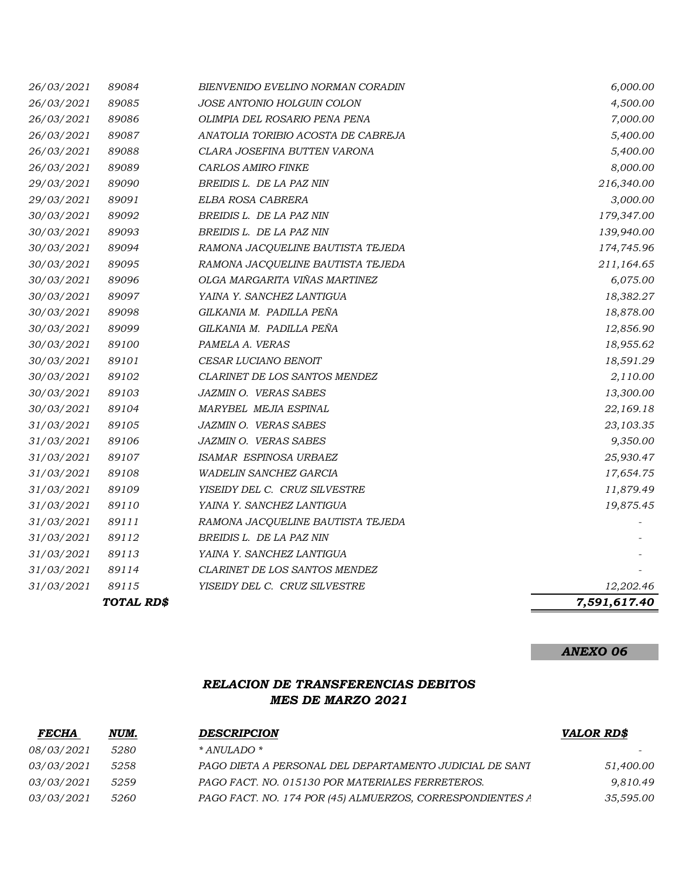| | | | |
|---|---|---|---|
| 26/03/2021 | 89084 | BIENVENIDO EVELINO NORMAN CORADIN | 6,000.00 |
| 26/03/2021 | 89085 | JOSE ANTONIO HOLGUIN COLON | 4,500.00 |
| 26/03/2021 | 89086 | OLIMPIA DEL ROSARIO PENA PENA | 7,000.00 |
| 26/03/2021 | 89087 | ANATOLIA TORIBIO ACOSTA DE CABREJA | 5,400.00 |
| 26/03/2021 | 89088 | CLARA JOSEFINA BUTTEN VARONA | 5,400.00 |
| 26/03/2021 | 89089 | CARLOS AMIRO FINKE | 8,000.00 |
| 29/03/2021 | 89090 | BREIDIS L. DE LA PAZ NIN | 216,340.00 |
| 29/03/2021 | 89091 | ELBA ROSA CABRERA | 3,000.00 |
| 30/03/2021 | 89092 | BREIDIS L. DE LA PAZ NIN | 179,347.00 |
| 30/03/2021 | 89093 | BREIDIS L. DE LA PAZ NIN | 139,940.00 |
| 30/03/2021 | 89094 | RAMONA JACQUELINE BAUTISTA TEJEDA | 174,745.96 |
| 30/03/2021 | 89095 | RAMONA JACQUELINE BAUTISTA TEJEDA | 211,164.65 |
| 30/03/2021 | 89096 | OLGA MARGARITA VIÑAS MARTINEZ | 6,075.00 |
| 30/03/2021 | 89097 | YAINA Y. SANCHEZ LANTIGUA | 18,382.27 |
| 30/03/2021 | 89098 | GILKANIA M. PADILLA PEÑA | 18,878.00 |
| 30/03/2021 | 89099 | GILKANIA M. PADILLA PEÑA | 12,856.90 |
| 30/03/2021 | 89100 | PAMELA A. VERAS | 18,955.62 |
| 30/03/2021 | 89101 | CESAR LUCIANO BENOIT | 18,591.29 |
| 30/03/2021 | 89102 | CLARINET DE LOS SANTOS MENDEZ | 2,110.00 |
| 30/03/2021 | 89103 | JAZMIN O. VERAS SABES | 13,300.00 |
| 30/03/2021 | 89104 | MARYBEL MEJIA ESPINAL | 22,169.18 |
| 31/03/2021 | 89105 | JAZMIN O. VERAS SABES | 23,103.35 |
| 31/03/2021 | 89106 | JAZMIN O. VERAS SABES | 9,350.00 |
| 31/03/2021 | 89107 | ISAMAR ESPINOSA URBAEZ | 25,930.47 |
| 31/03/2021 | 89108 | WADELIN SANCHEZ GARCIA | 17,654.75 |
| 31/03/2021 | 89109 | YISEIDY DEL C. CRUZ SILVESTRE | 11,879.49 |
| 31/03/2021 | 89110 | YAINA Y. SANCHEZ LANTIGUA | 19,875.45 |
| 31/03/2021 | 89111 | RAMONA JACQUELINE BAUTISTA TEJEDA | - |
| 31/03/2021 | 89112 | BREIDIS L. DE LA PAZ NIN | - |
| 31/03/2021 | 89113 | YAINA Y. SANCHEZ LANTIGUA | - |
| 31/03/2021 | 89114 | CLARINET DE LOS SANTOS MENDEZ | - |
| 31/03/2021 | 89115 | YISEIDY DEL C. CRUZ SILVESTRE | 12,202.46 |
| | **TOTAL RD$** | | **7,591,617.40** |

**ANEXO 06**

## RELACION DE TRANSFERENCIAS DEBITOS
## MES DE MARZO 2021

| FECHA | NUM. | DESCRIPCION | VALOR RD$ |
|---|---|---|---|
| 08/03/2021 | 5280 | * ANULADO * | - |
| 03/03/2021 | 5258 | PAGO DIETA A PERSONAL DEL DEPARTAMENTO JUDICIAL DE SANT | 51,400.00 |
| 03/03/2021 | 5259 | PAGO FACT. NO. 015130 POR MATERIALES FERRETEROS. | 9,810.49 |
| 03/03/2021 | 5260 | PAGO FACT. NO. 174 POR (45) ALMUERZOS, CORRESPONDIENTES A | 35,595.00 |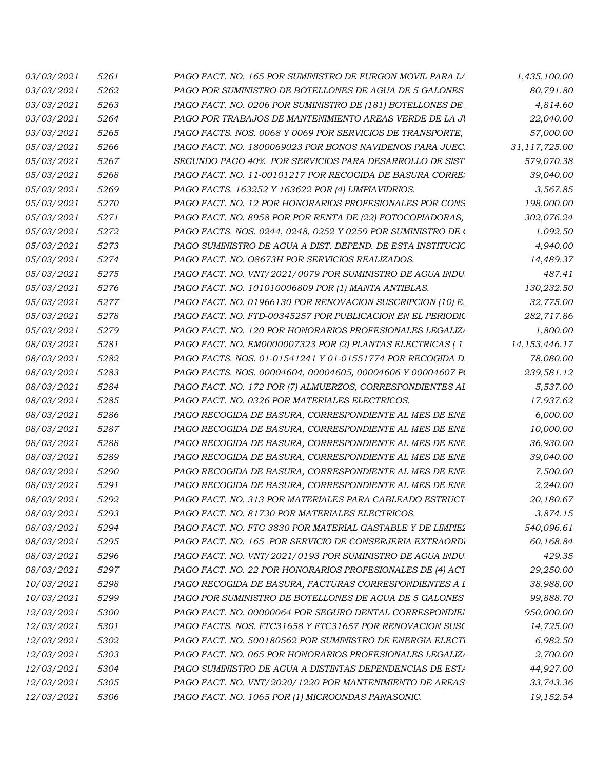| | | | |
|---|---|---|---|
| 03/03/2021 | 5261 | PAGO FACT. NO. 165 POR SUMINISTRO DE FURGON MOVIL PARA LA | 1,435,100.00 |
| 03/03/2021 | 5262 | PAGO POR SUMINISTRO DE BOTELLONES DE AGUA DE 5 GALONES | 80,791.80 |
| 03/03/2021 | 5263 | PAGO FACT. NO. 0206 POR SUMINISTRO DE (181) BOTELLONES DE | 4,814.60 |
| 03/03/2021 | 5264 | PAGO POR TRABAJOS DE MANTENIMIENTO AREAS VERDE DE LA JU | 22,040.00 |
| 03/03/2021 | 5265 | PAGO FACTS. NOS. 0068 Y 0069 POR SERVICIOS DE TRANSPORTE, | 57,000.00 |
| 05/03/2021 | 5266 | PAGO FACT. NO. 1800069023 POR BONOS NAVIDENOS PARA JUEC | 31,117,725.00 |
| 05/03/2021 | 5267 | SEGUNDO PAGO 40% POR SERVICIOS PARA DESARROLLO DE SIST. | 579,070.38 |
| 05/03/2021 | 5268 | PAGO FACT. NO. 11-00101217 POR RECOGIDA DE BASURA CORRES | 39,040.00 |
| 05/03/2021 | 5269 | PAGO FACTS. 163252 Y 163622 POR (4) LIMPIAVIDRIOS. | 3,567.85 |
| 05/03/2021 | 5270 | PAGO FACT. NO. 12 POR HONORARIOS PROFESIONALES POR CONS | 198,000.00 |
| 05/03/2021 | 5271 | PAGO FACT. NO. 8958 POR POR RENTA DE (22) FOTOCOPIADORAS, | 302,076.24 |
| 05/03/2021 | 5272 | PAGO FACTS. NOS. 0244, 0248, 0252 Y 0259 POR SUMINISTRO DE ( | 1,092.50 |
| 05/03/2021 | 5273 | PAGO SUMINISTRO DE AGUA A DIST. DEPEND. DE ESTA INSTITUCIO | 4,940.00 |
| 05/03/2021 | 5274 | PAGO FACT. NO. O8673H POR SERVICIOS REALIZADOS. | 14,489.37 |
| 05/03/2021 | 5275 | PAGO FACT. NO. VNT/2021/0079 POR SUMINISTRO DE AGUA INDU | 487.41 |
| 05/03/2021 | 5276 | PAGO FACT. NO. 101010006809 POR (1) MANTA ANTIBLAS. | 130,232.50 |
| 05/03/2021 | 5277 | PAGO FACT. NO. 01966130 POR RENOVACION SUSCRIPCION (10) EJ | 32,775.00 |
| 05/03/2021 | 5278 | PAGO FACT. NO. FTD-00345257 POR PUBLICACION EN EL PERIODIC | 282,717.86 |
| 05/03/2021 | 5279 | PAGO FACT. NO. 120 POR HONORARIOS PROFESIONALES LEGALIZA | 1,800.00 |
| 08/03/2021 | 5281 | PAGO FACT. NO. EM0000007323 POR (2) PLANTAS ELECTRICAS ( 1 | 14,153,446.17 |
| 08/03/2021 | 5282 | PAGO FACTS. NOS. 01-01541241 Y 01-01551774 POR RECOGIDA DE | 78,080.00 |
| 08/03/2021 | 5283 | PAGO FACTS. NOS. 00004604, 00004605, 00004606 Y 00004607 PO | 239,581.12 |
| 08/03/2021 | 5284 | PAGO FACT. NO. 172 POR (7) ALMUERZOS, CORRESPONDIENTES AL | 5,537.00 |
| 08/03/2021 | 5285 | PAGO FACT. NO. 0326 POR MATERIALES ELECTRICOS. | 17,937.62 |
| 08/03/2021 | 5286 | PAGO RECOGIDA DE BASURA, CORRESPONDIENTE AL MES DE ENE | 6,000.00 |
| 08/03/2021 | 5287 | PAGO RECOGIDA DE BASURA, CORRESPONDIENTE AL MES DE ENE | 10,000.00 |
| 08/03/2021 | 5288 | PAGO RECOGIDA DE BASURA, CORRESPONDIENTE AL MES DE ENE | 36,930.00 |
| 08/03/2021 | 5289 | PAGO RECOGIDA DE BASURA, CORRESPONDIENTE AL MES DE ENE | 39,040.00 |
| 08/03/2021 | 5290 | PAGO RECOGIDA DE BASURA, CORRESPONDIENTE AL MES DE ENE | 7,500.00 |
| 08/03/2021 | 5291 | PAGO RECOGIDA DE BASURA, CORRESPONDIENTE AL MES DE ENE | 2,240.00 |
| 08/03/2021 | 5292 | PAGO FACT. NO. 313 POR MATERIALES PARA CABLEADO ESTRUCT | 20,180.67 |
| 08/03/2021 | 5293 | PAGO FACT. NO. 81730 POR MATERIALES ELECTRICOS. | 3,874.15 |
| 08/03/2021 | 5294 | PAGO FACT. NO. FTG 3830 POR MATERIAL GASTABLE Y DE LIMPIEZ | 540,096.61 |
| 08/03/2021 | 5295 | PAGO FACT. NO. 165 POR SERVICIO DE CONSERJERIA EXTRAORDI | 60,168.84 |
| 08/03/2021 | 5296 | PAGO FACT. NO. VNT/2021/0193 POR SUMINISTRO DE AGUA INDU | 429.35 |
| 08/03/2021 | 5297 | PAGO FACT. NO. 22 POR HONORARIOS PROFESIONALES DE (4) ACT | 29,250.00 |
| 10/03/2021 | 5298 | PAGO RECOGIDA DE BASURA, FACTURAS CORRESPONDIENTES A L | 38,988.00 |
| 10/03/2021 | 5299 | PAGO POR SUMINISTRO DE BOTELLONES DE AGUA DE 5 GALONES | 99,888.70 |
| 12/03/2021 | 5300 | PAGO FACT. NO. 00000064 POR SEGURO DENTAL CORRESPONDIEN | 950,000.00 |
| 12/03/2021 | 5301 | PAGO FACTS. NOS. FTC31658 Y FTC31657 POR RENOVACION SUSC | 14,725.00 |
| 12/03/2021 | 5302 | PAGO FACT. NO. 500180562 POR SUMINISTRO DE ENERGIA ELECTI | 6,982.50 |
| 12/03/2021 | 5303 | PAGO FACT. NO. 065 POR HONORARIOS PROFESIONALES LEGALIZA | 2,700.00 |
| 12/03/2021 | 5304 | PAGO SUMINISTRO DE AGUA A DISTINTAS DEPENDENCIAS DE ESTA | 44,927.00 |
| 12/03/2021 | 5305 | PAGO FACT. NO. VNT/2020/1220 POR MANTENIMIENTO DE AREAS | 33,743.36 |
| 12/03/2021 | 5306 | PAGO FACT. NO. 1065 POR (1) MICROONDAS PANASONIC. | 19,152.54 |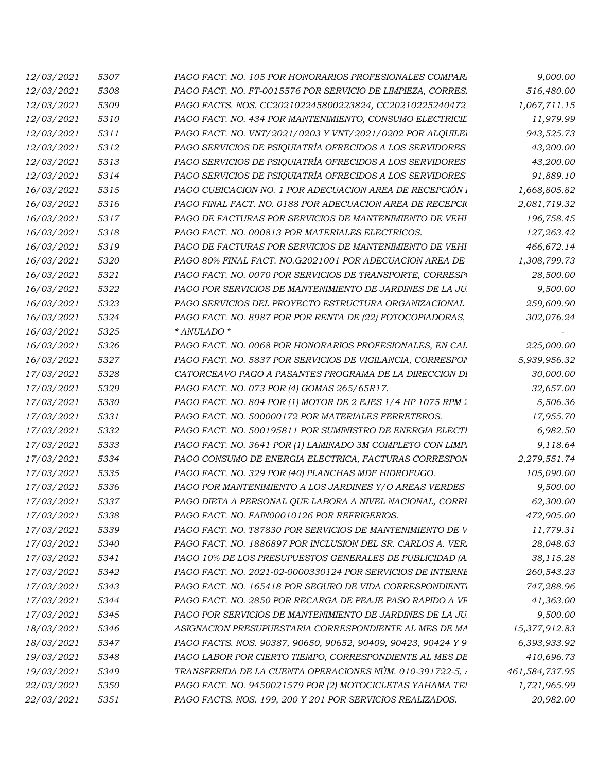| | | | |
|---|---|---|---|
| *12/03/2021* | *5307* | *PAGO FACT. NO. 105 POR HONORARIOS PROFESIONALES COMPAR.* | *9,000.00* |
| *12/03/2021* | *5308* | *PAGO FACT. NO. FT-0015576 POR SERVICIO DE LIMPIEZA, CORRES.* | *516,480.00* |
| *12/03/2021* | *5309* | *PAGO FACTS. NOS. CC202102245800223824, CC20210225240472* | *1,067,711.15* |
| *12/03/2021* | *5310* | *PAGO FACT. NO. 434 POR MANTENIMIENTO, CONSUMO ELECTRICID* | *11,979.99* |
| *12/03/2021* | *5311* | *PAGO FACT. NO. VNT/2021/0203 Y VNT/2021/0202 POR ALQUILE* | *943,525.73* |
| *12/03/2021* | *5312* | *PAGO SERVICIOS DE PSIQUIATRÍA OFRECIDOS A LOS SERVIDORES* | *43,200.00* |
| *12/03/2021* | *5313* | *PAGO SERVICIOS DE PSIQUIATRÍA OFRECIDOS A LOS SERVIDORES* | *43,200.00* |
| *12/03/2021* | *5314* | *PAGO SERVICIOS DE PSIQUIATRÍA OFRECIDOS A LOS SERVIDORES* | *91,889.10* |
| *16/03/2021* | *5315* | *PAGO CUBICACION NO. 1 POR ADECUACION AREA DE RECEPCIÓN* | *1,668,805.82* |
| *16/03/2021* | *5316* | *PAGO FINAL FACT. NO. 0188 POR ADECUACION AREA DE RECEPCI* | *2,081,719.32* |
| *16/03/2021* | *5317* | *PAGO DE FACTURAS POR SERVICIOS DE MANTENIMIENTO DE VEHI* | *196,758.45* |
| *16/03/2021* | *5318* | *PAGO FACT. NO. 000813 POR MATERIALES ELECTRICOS.* | *127,263.42* |
| *16/03/2021* | *5319* | *PAGO DE FACTURAS POR SERVICIOS DE MANTENIMIENTO DE VEHI* | *466,672.14* |
| *16/03/2021* | *5320* | *PAGO 80% FINAL FACT. NO.G2021001 POR ADECUACION AREA DE* | *1,308,799.73* |
| *16/03/2021* | *5321* | *PAGO FACT. NO. 0070 POR SERVICIOS DE TRANSPORTE, CORRESP* | *28,500.00* |
| *16/03/2021* | *5322* | *PAGO POR SERVICIOS DE MANTENIMIENTO DE JARDINES DE LA JU* | *9,500.00* |
| *16/03/2021* | *5323* | *PAGO SERVICIOS DEL PROYECTO ESTRUCTURA ORGANIZACIONAL* | *259,609.90* |
| *16/03/2021* | *5324* | *PAGO FACT. NO. 8987 POR POR RENTA DE (22) FOTOCOPIADORAS,* | *302,076.24* |
| *16/03/2021* | *5325* | ** ANULADO ** | *-* |
| *16/03/2021* | *5326* | *PAGO FACT. NO. 0068 POR HONORARIOS PROFESIONALES, EN CAL* | *225,000.00* |
| *16/03/2021* | *5327* | *PAGO FACT. NO. 5837 POR SERVICIOS DE VIGILANCIA, CORRESPON* | *5,939,956.32* |
| *17/03/2021* | *5328* | *CATORCEAVO PAGO A PASANTES PROGRAMA DE LA DIRECCION DI* | *30,000.00* |
| *17/03/2021* | *5329* | *PAGO FACT. NO. 073 POR (4) GOMAS 265/65R17.* | *32,657.00* |
| *17/03/2021* | *5330* | *PAGO FACT. NO. 804 POR (1) MOTOR DE 2 EJES 1/4 HP 1075 RPM 2* | *5,506.36* |
| *17/03/2021* | *5331* | *PAGO FACT. NO. 500000172 POR MATERIALES FERRETEROS.* | *17,955.70* |
| *17/03/2021* | *5332* | *PAGO FACT. NO. 500195811 POR SUMINISTRO DE ENERGIA ELECT* | *6,982.50* |
| *17/03/2021* | *5333* | *PAGO FACT. NO. 3641 POR (1) LAMINADO 3M COMPLETO CON LIMP* | *9,118.64* |
| *17/03/2021* | *5334* | *PAGO CONSUMO DE ENERGIA ELECTRICA, FACTURAS CORRESPON* | *2,279,551.74* |
| *17/03/2021* | *5335* | *PAGO FACT. NO. 329 POR (40) PLANCHAS MDF HIDROFUGO.* | *105,090.00* |
| *17/03/2021* | *5336* | *PAGO POR MANTENIMIENTO A LOS JARDINES Y/O AREAS VERDES* | *9,500.00* |
| *17/03/2021* | *5337* | *PAGO DIETA A PERSONAL QUE LABORA A NIVEL NACIONAL, CORR* | *62,300.00* |
| *17/03/2021* | *5338* | *PAGO FACT. NO. FAIN00010126 POR REFRIGERIOS.* | *472,905.00* |
| *17/03/2021* | *5339* | *PAGO FACT. NO. T87830 POR SERVICIOS DE MANTENIMIENTO DE V* | *11,779.31* |
| *17/03/2021* | *5340* | *PAGO FACT. NO. 1886897 POR INCLUSION DEL SR. CARLOS A. VER* | *28,048.63* |
| *17/03/2021* | *5341* | *PAGO 10% DE LOS PRESUPUESTOS GENERALES DE PUBLICIDAD (A* | *38,115.28* |
| *17/03/2021* | *5342* | *PAGO FACT. NO. 2021-02-0000330124 POR SERVICIOS DE INTERNE* | *260,543.23* |
| *17/03/2021* | *5343* | *PAGO FACT. NO. 165418 POR SEGURO DE VIDA CORRESPONDIENT* | *747,288.96* |
| *17/03/2021* | *5344* | *PAGO FACT. NO. 2850 POR RECARGA DE PEAJE PASO RAPIDO A VE* | *41,363.00* |
| *17/03/2021* | *5345* | *PAGO POR SERVICIOS DE MANTENIMIENTO DE JARDINES DE LA JU* | *9,500.00* |
| *18/03/2021* | *5346* | *ASIGNACION PRESUPUESTARIA CORRESPONDIENTE AL MES DE MA* | *15,377,912.83* |
| *18/03/2021* | *5347* | *PAGO FACTS. NOS. 90387, 90650, 90652, 90409, 90423, 90424 Y 9* | *6,393,933.92* |
| *19/03/2021* | *5348* | *PAGO LABOR POR CIERTO TIEMPO, CORRESPONDIENTE AL MES DE* | *410,696.73* |
| *19/03/2021* | *5349* | *TRANSFERIDA DE LA CUENTA OPERACIONES NÚM. 010-391722-5,* | *461,584,737.95* |
| *22/03/2021* | *5350* | *PAGO FACT. NO. 9450021579 POR (2) MOTOCICLETAS YAHAMA TE* | *1,721,965.99* |
| *22/03/2021* | *5351* | *PAGO FACTS. NOS. 199, 200 Y 201 POR SERVICIOS REALIZADOS.* | *20,982.00* |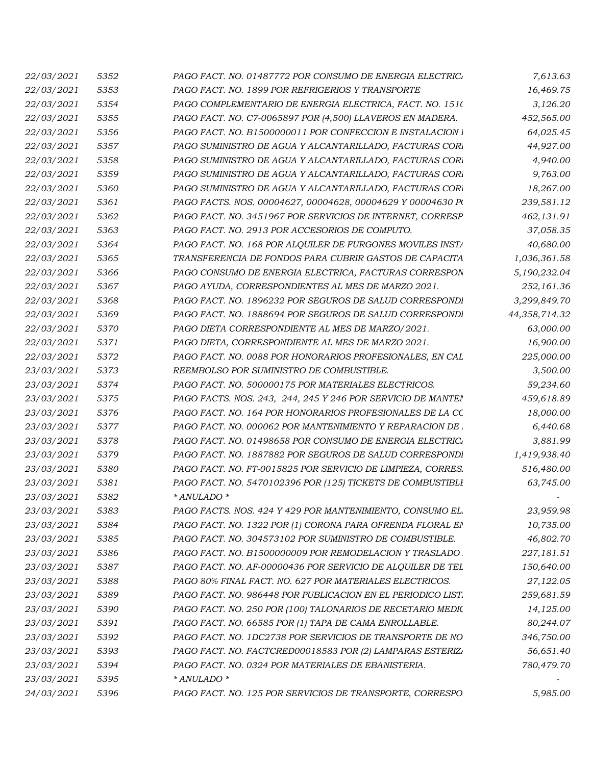| | | | |
|---|---|---|---|
| 22/03/2021 | 5352 | PAGO FACT. NO. 01487772 POR CONSUMO DE ENERGIA ELECTRICA | 7,613.63 |
| 22/03/2021 | 5353 | PAGO FACT. NO. 1899 POR REFRIGERIOS Y TRANSPORTE | 16,469.75 |
| 22/03/2021 | 5354 | PAGO COMPLEMENTARIO DE ENERGIA ELECTRICA, FACT. NO. 151( | 3,126.20 |
| 22/03/2021 | 5355 | PAGO FACT. NO. C7-0065897 POR (4,500) LLAVEROS EN MADERA. | 452,565.00 |
| 22/03/2021 | 5356 | PAGO FACT. NO. B1500000011 POR CONFECCION E INSTALACION I | 64,025.45 |
| 22/03/2021 | 5357 | PAGO SUMINISTRO DE AGUA Y ALCANTARILLADO, FACTURAS CORI | 44,927.00 |
| 22/03/2021 | 5358 | PAGO SUMINISTRO DE AGUA Y ALCANTARILLADO, FACTURAS CORI | 4,940.00 |
| 22/03/2021 | 5359 | PAGO SUMINISTRO DE AGUA Y ALCANTARILLADO, FACTURAS CORI | 9,763.00 |
| 22/03/2021 | 5360 | PAGO SUMINISTRO DE AGUA Y ALCANTARILLADO, FACTURAS CORI | 18,267.00 |
| 22/03/2021 | 5361 | PAGO FACTS. NOS. 00004627, 00004628, 00004629 Y 00004630 P( | 239,581.12 |
| 22/03/2021 | 5362 | PAGO FACT. NO. 3451967 POR SERVICIOS DE INTERNET, CORRESP | 462,131.91 |
| 22/03/2021 | 5363 | PAGO FACT. NO. 2913 POR ACCESORIOS DE COMPUTO. | 37,058.35 |
| 22/03/2021 | 5364 | PAGO FACT. NO. 168 POR ALQUILER DE FURGONES MOVILES INSTA | 40,680.00 |
| 22/03/2021 | 5365 | TRANSFERENCIA DE FONDOS PARA CUBRIR GASTOS DE CAPACITA | 1,036,361.58 |
| 22/03/2021 | 5366 | PAGO CONSUMO DE ENERGIA ELECTRICA, FACTURAS CORRESPON | 5,190,232.04 |
| 22/03/2021 | 5367 | PAGO AYUDA, CORRESPONDIENTES AL MES DE MARZO 2021. | 252,161.36 |
| 22/03/2021 | 5368 | PAGO FACT. NO. 1896232 POR SEGUROS DE SALUD CORRESPONDI | 3,299,849.70 |
| 22/03/2021 | 5369 | PAGO FACT. NO. 1888694 POR SEGUROS DE SALUD CORRESPONDI | 44,358,714.32 |
| 22/03/2021 | 5370 | PAGO DIETA CORRESPONDIENTE AL MES DE MARZO/2021. | 63,000.00 |
| 22/03/2021 | 5371 | PAGO DIETA, CORRESPONDIENTE AL MES DE MARZO 2021. | 16,900.00 |
| 22/03/2021 | 5372 | PAGO FACT. NO. 0088 POR HONORARIOS PROFESIONALES, EN CAL | 225,000.00 |
| 23/03/2021 | 5373 | REEMBOLSO POR SUMINISTRO DE COMBUSTIBLE. | 3,500.00 |
| 23/03/2021 | 5374 | PAGO FACT. NO. 500000175 POR MATERIALES ELECTRICOS. | 59,234.60 |
| 23/03/2021 | 5375 | PAGO FACTS. NOS. 243, 244, 245 Y 246 POR SERVICIO DE MANTEI | 459,618.89 |
| 23/03/2021 | 5376 | PAGO FACT. NO. 164 POR HONORARIOS PROFESIONALES DE LA CC | 18,000.00 |
| 23/03/2021 | 5377 | PAGO FACT. NO. 000062 POR MANTENIMIENTO Y REPARACION DE . | 6,440.68 |
| 23/03/2021 | 5378 | PAGO FACT. NO. 01498658 POR CONSUMO DE ENERGIA ELECTRICA | 3,881.99 |
| 23/03/2021 | 5379 | PAGO FACT. NO. 1887882 POR SEGUROS DE SALUD CORRESPONDI | 1,419,938.40 |
| 23/03/2021 | 5380 | PAGO FACT. NO. FT-0015825 POR SERVICIO DE LIMPIEZA, CORRES. | 516,480.00 |
| 23/03/2021 | 5381 | PAGO FACT. NO. 5470102396 POR (125) TICKETS DE COMBUSTIBLI | 63,745.00 |
| 23/03/2021 | 5382 | * ANULADO * | - |
| 23/03/2021 | 5383 | PAGO FACTS. NOS. 424 Y 429 POR MANTENIMIENTO, CONSUMO EL. | 23,959.98 |
| 23/03/2021 | 5384 | PAGO FACT. NO. 1322 POR (1) CORONA PARA OFRENDA FLORAL EN | 10,735.00 |
| 23/03/2021 | 5385 | PAGO FACT. NO. 304573102 POR SUMINISTRO DE COMBUSTIBLE. | 46,802.70 |
| 23/03/2021 | 5386 | PAGO FACT. NO. B1500000009 POR REMODELACION Y TRASLADO . | 227,181.51 |
| 23/03/2021 | 5387 | PAGO FACT. NO. AF-00000436 POR SERVICIO DE ALQUILER DE TEL | 150,640.00 |
| 23/03/2021 | 5388 | PAGO 80% FINAL FACT. NO. 627 POR MATERIALES ELECTRICOS. | 27,122.05 |
| 23/03/2021 | 5389 | PAGO FACT. NO. 986448 POR PUBLICACION EN EL PERIODICO LIST. | 259,681.59 |
| 23/03/2021 | 5390 | PAGO FACT. NO. 250 POR (100) TALONARIOS DE RECETARIO MEDIC | 14,125.00 |
| 23/03/2021 | 5391 | PAGO FACT. NO. 66585 POR (1) TAPA DE CAMA ENROLLABLE. | 80,244.07 |
| 23/03/2021 | 5392 | PAGO FACT. NO. 1DC2738 POR SERVICIOS DE TRANSPORTE DE NO | 346,750.00 |
| 23/03/2021 | 5393 | PAGO FACT. NO. FACTCRED00018583 POR (2) LAMPARAS ESTERIZA | 56,651.40 |
| 23/03/2021 | 5394 | PAGO FACT. NO. 0324 POR MATERIALES DE EBANISTERIA. | 780,479.70 |
| 23/03/2021 | 5395 | * ANULADO * | - |
| 24/03/2021 | 5396 | PAGO FACT. NO. 125 POR SERVICIOS DE TRANSPORTE, CORRESPO. | 5,985.00 |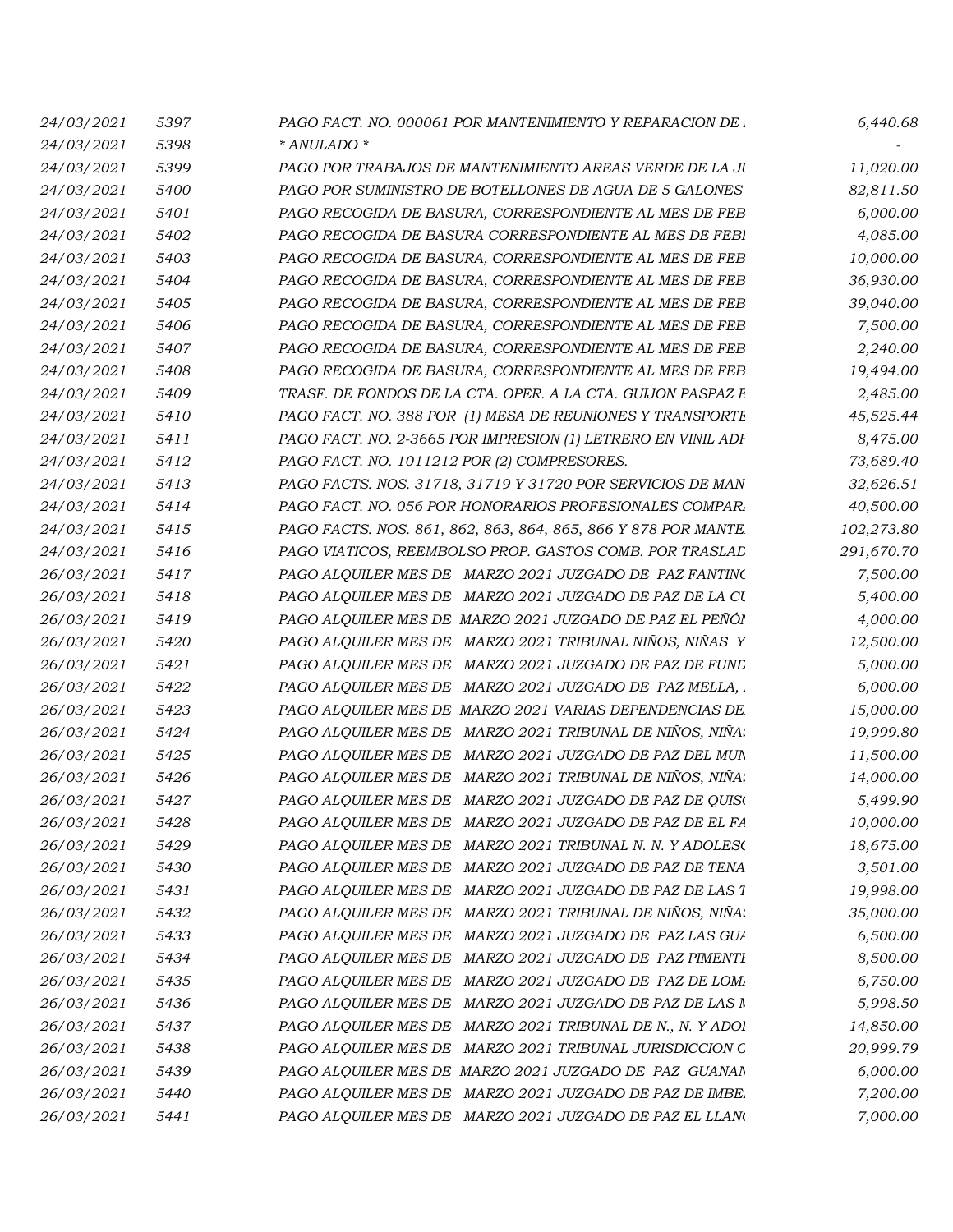| | | | |
|---|---|---|---|
| 24/03/2021 | 5397 | PAGO FACT. NO. 000061 POR MANTENIMIENTO Y REPARACION DE | 6,440.68 |
| 24/03/2021 | 5398 | * ANULADO * | - |
| 24/03/2021 | 5399 | PAGO POR TRABAJOS DE MANTENIMIENTO AREAS VERDE DE LA JU | 11,020.00 |
| 24/03/2021 | 5400 | PAGO POR SUMINISTRO DE BOTELLONES DE AGUA DE 5 GALONES | 82,811.50 |
| 24/03/2021 | 5401 | PAGO RECOGIDA DE BASURA, CORRESPONDIENTE AL MES DE FEB | 6,000.00 |
| 24/03/2021 | 5402 | PAGO RECOGIDA DE BASURA CORRESPONDIENTE AL MES DE FEBI | 4,085.00 |
| 24/03/2021 | 5403 | PAGO RECOGIDA DE BASURA, CORRESPONDIENTE AL MES DE FEB | 10,000.00 |
| 24/03/2021 | 5404 | PAGO RECOGIDA DE BASURA, CORRESPONDIENTE AL MES DE FEB | 36,930.00 |
| 24/03/2021 | 5405 | PAGO RECOGIDA DE BASURA, CORRESPONDIENTE AL MES DE FEB | 39,040.00 |
| 24/03/2021 | 5406 | PAGO RECOGIDA DE BASURA, CORRESPONDIENTE AL MES DE FEB | 7,500.00 |
| 24/03/2021 | 5407 | PAGO RECOGIDA DE BASURA, CORRESPONDIENTE AL MES DE FEB | 2,240.00 |
| 24/03/2021 | 5408 | PAGO RECOGIDA DE BASURA, CORRESPONDIENTE AL MES DE FEB | 19,494.00 |
| 24/03/2021 | 5409 | TRASF. DE FONDOS DE LA CTA. OPER. A LA CTA. GUIJON PASPAZ E | 2,485.00 |
| 24/03/2021 | 5410 | PAGO FACT. NO. 388 POR (1) MESA DE REUNIONES Y TRANSPORTE | 45,525.44 |
| 24/03/2021 | 5411 | PAGO FACT. NO. 2-3665 POR IMPRESION (1) LETRERO EN VINIL ADH | 8,475.00 |
| 24/03/2021 | 5412 | PAGO FACT. NO. 1011212 POR (2) COMPRESORES. | 73,689.40 |
| 24/03/2021 | 5413 | PAGO FACTS. NOS. 31718, 31719 Y 31720 POR SERVICIOS DE MAN | 32,626.51 |
| 24/03/2021 | 5414 | PAGO FACT. NO. 056 POR HONORARIOS PROFESIONALES COMPAR. | 40,500.00 |
| 24/03/2021 | 5415 | PAGO FACTS. NOS. 861, 862, 863, 864, 865, 866 Y 878 POR MANTE | 102,273.80 |
| 24/03/2021 | 5416 | PAGO VIATICOS, REEMBOLSO PROP. GASTOS COMB. POR TRASLAD | 291,670.70 |
| 26/03/2021 | 5417 | PAGO ALQUILER MES DE MARZO 2021 JUZGADO DE PAZ FANTINO | 7,500.00 |
| 26/03/2021 | 5418 | PAGO ALQUILER MES DE MARZO 2021 JUZGADO DE PAZ DE LA CU | 5,400.00 |
| 26/03/2021 | 5419 | PAGO ALQUILER MES DE MARZO 2021 JUZGADO DE PAZ EL PEÑÓN | 4,000.00 |
| 26/03/2021 | 5420 | PAGO ALQUILER MES DE MARZO 2021 TRIBUNAL NIÑOS, NIÑAS Y | 12,500.00 |
| 26/03/2021 | 5421 | PAGO ALQUILER MES DE MARZO 2021 JUZGADO DE PAZ DE FUND | 5,000.00 |
| 26/03/2021 | 5422 | PAGO ALQUILER MES DE MARZO 2021 JUZGADO DE PAZ MELLA, | 6,000.00 |
| 26/03/2021 | 5423 | PAGO ALQUILER MES DE MARZO 2021 VARIAS DEPENDENCIAS DE | 15,000.00 |
| 26/03/2021 | 5424 | PAGO ALQUILER MES DE MARZO 2021 TRIBUNAL DE NIÑOS, NIÑAS | 19,999.80 |
| 26/03/2021 | 5425 | PAGO ALQUILER MES DE MARZO 2021 JUZGADO DE PAZ DEL MUN | 11,500.00 |
| 26/03/2021 | 5426 | PAGO ALQUILER MES DE MARZO 2021 TRIBUNAL DE NIÑOS, NIÑAS | 14,000.00 |
| 26/03/2021 | 5427 | PAGO ALQUILER MES DE MARZO 2021 JUZGADO DE PAZ DE QUISQ | 5,499.90 |
| 26/03/2021 | 5428 | PAGO ALQUILER MES DE MARZO 2021 JUZGADO DE PAZ DE EL FA | 10,000.00 |
| 26/03/2021 | 5429 | PAGO ALQUILER MES DE MARZO 2021 TRIBUNAL N. N. Y ADOLESC | 18,675.00 |
| 26/03/2021 | 5430 | PAGO ALQUILER MES DE MARZO 2021 JUZGADO DE PAZ DE TENA | 3,501.00 |
| 26/03/2021 | 5431 | PAGO ALQUILER MES DE MARZO 2021 JUZGADO DE PAZ DE LAS T | 19,998.00 |
| 26/03/2021 | 5432 | PAGO ALQUILER MES DE MARZO 2021 TRIBUNAL DE NIÑOS, NIÑAS | 35,000.00 |
| 26/03/2021 | 5433 | PAGO ALQUILER MES DE MARZO 2021 JUZGADO DE PAZ LAS GUA | 6,500.00 |
| 26/03/2021 | 5434 | PAGO ALQUILER MES DE MARZO 2021 JUZGADO DE PAZ PIMENTE | 8,500.00 |
| 26/03/2021 | 5435 | PAGO ALQUILER MES DE MARZO 2021 JUZGADO DE PAZ DE LOMA | 6,750.00 |
| 26/03/2021 | 5436 | PAGO ALQUILER MES DE MARZO 2021 JUZGADO DE PAZ DE LAS M | 5,998.50 |
| 26/03/2021 | 5437 | PAGO ALQUILER MES DE MARZO 2021 TRIBUNAL DE N., N. Y ADOL | 14,850.00 |
| 26/03/2021 | 5438 | PAGO ALQUILER MES DE MARZO 2021 TRIBUNAL JURISDICCION C | 20,999.79 |
| 26/03/2021 | 5439 | PAGO ALQUILER MES DE MARZO 2021 JUZGADO DE PAZ GUANAN | 6,000.00 |
| 26/03/2021 | 5440 | PAGO ALQUILER MES DE MARZO 2021 JUZGADO DE PAZ DE IMBE | 7,200.00 |
| 26/03/2021 | 5441 | PAGO ALQUILER MES DE MARZO 2021 JUZGADO DE PAZ EL LLANO | 7,000.00 |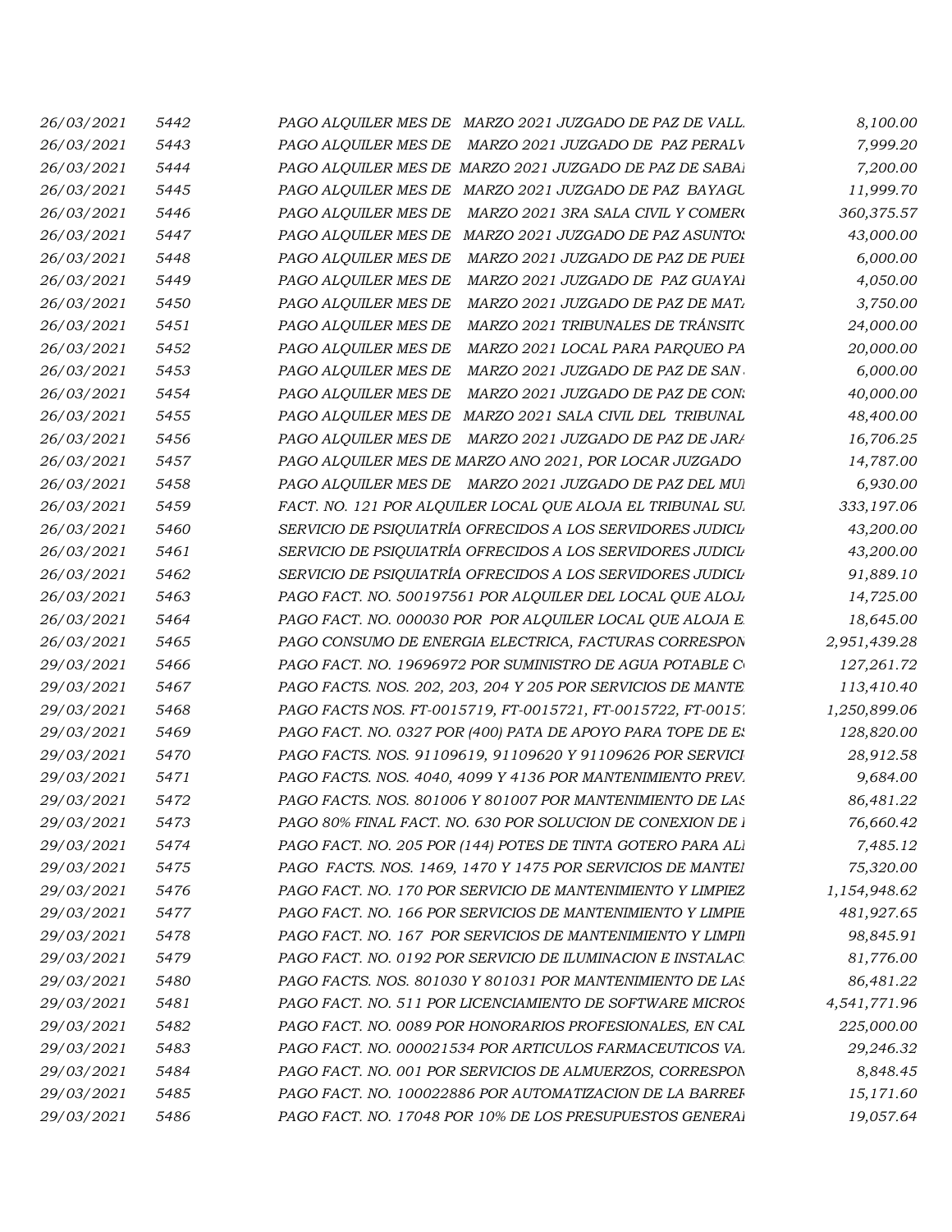| | | | |
|---|---|---|---|
| 26/03/2021 | 5442 | PAGO ALQUILER MES DE MARZO 2021 JUZGADO DE PAZ DE VALL | 8,100.00 |
| 26/03/2021 | 5443 | PAGO ALQUILER MES DE MARZO 2021 JUZGADO DE PAZ PERALV | 7,999.20 |
| 26/03/2021 | 5444 | PAGO ALQUILER MES DE MARZO 2021 JUZGADO DE PAZ DE SABAI | 7,200.00 |
| 26/03/2021 | 5445 | PAGO ALQUILER MES DE MARZO 2021 JUZGADO DE PAZ BAYAGU | 11,999.70 |
| 26/03/2021 | 5446 | PAGO ALQUILER MES DE MARZO 2021 3RA SALA CIVIL Y COMERC | 360,375.57 |
| 26/03/2021 | 5447 | PAGO ALQUILER MES DE MARZO 2021 JUZGADO DE PAZ ASUNTOS | 43,000.00 |
| 26/03/2021 | 5448 | PAGO ALQUILER MES DE MARZO 2021 JUZGADO DE PAZ DE PUEI | 6,000.00 |
| 26/03/2021 | 5449 | PAGO ALQUILER MES DE MARZO 2021 JUZGADO DE PAZ GUAYAI | 4,050.00 |
| 26/03/2021 | 5450 | PAGO ALQUILER MES DE MARZO 2021 JUZGADO DE PAZ DE MATA | 3,750.00 |
| 26/03/2021 | 5451 | PAGO ALQUILER MES DE MARZO 2021 TRIBUNALES DE TRÁNSITO | 24,000.00 |
| 26/03/2021 | 5452 | PAGO ALQUILER MES DE MARZO 2021 LOCAL PARA PARQUEO PA | 20,000.00 |
| 26/03/2021 | 5453 | PAGO ALQUILER MES DE MARZO 2021 JUZGADO DE PAZ DE SAN | 6,000.00 |
| 26/03/2021 | 5454 | PAGO ALQUILER MES DE MARZO 2021 JUZGADO DE PAZ DE CONS | 40,000.00 |
| 26/03/2021 | 5455 | PAGO ALQUILER MES DE MARZO 2021 SALA CIVIL DEL TRIBUNAL | 48,400.00 |
| 26/03/2021 | 5456 | PAGO ALQUILER MES DE MARZO 2021 JUZGADO DE PAZ DE JARA | 16,706.25 |
| 26/03/2021 | 5457 | PAGO ALQUILER MES DE MARZO ANO 2021, POR LOCAR JUZGADO | 14,787.00 |
| 26/03/2021 | 5458 | PAGO ALQUILER MES DE MARZO 2021 JUZGADO DE PAZ DEL MUI | 6,930.00 |
| 26/03/2021 | 5459 | FACT. NO. 121 POR ALQUILER LOCAL QUE ALOJA EL TRIBUNAL SU | 333,197.06 |
| 26/03/2021 | 5460 | SERVICIO DE PSIQUIATRÍA OFRECIDOS A LOS SERVIDORES JUDICIA | 43,200.00 |
| 26/03/2021 | 5461 | SERVICIO DE PSIQUIATRÍA OFRECIDOS A LOS SERVIDORES JUDICIA | 43,200.00 |
| 26/03/2021 | 5462 | SERVICIO DE PSIQUIATRÍA OFRECIDOS A LOS SERVIDORES JUDICIA | 91,889.10 |
| 26/03/2021 | 5463 | PAGO FACT. NO. 500197561 POR ALQUILER DEL LOCAL QUE ALOJA | 14,725.00 |
| 26/03/2021 | 5464 | PAGO FACT. NO. 000030 POR POR ALQUILER LOCAL QUE ALOJA E | 18,645.00 |
| 26/03/2021 | 5465 | PAGO CONSUMO DE ENERGIA ELECTRICA, FACTURAS CORRESPON | 2,951,439.28 |
| 29/03/2021 | 5466 | PAGO FACT. NO. 19696972 POR SUMINISTRO DE AGUA POTABLE C | 127,261.72 |
| 29/03/2021 | 5467 | PAGO FACTS. NOS. 202, 203, 204 Y 205 POR SERVICIOS DE MANTE | 113,410.40 |
| 29/03/2021 | 5468 | PAGO FACTS NOS. FT-0015719, FT-0015721, FT-0015722, FT-0015 | 1,250,899.06 |
| 29/03/2021 | 5469 | PAGO FACT. NO. 0327 POR (400) PATA DE APOYO PARA TOPE DE ES | 128,820.00 |
| 29/03/2021 | 5470 | PAGO FACTS. NOS. 91109619, 91109620 Y 91109626 POR SERVICI | 28,912.58 |
| 29/03/2021 | 5471 | PAGO FACTS. NOS. 4040, 4099 Y 4136 POR MANTENIMIENTO PREV | 9,684.00 |
| 29/03/2021 | 5472 | PAGO FACTS. NOS. 801006 Y 801007 POR MANTENIMIENTO DE LAS | 86,481.22 |
| 29/03/2021 | 5473 | PAGO 80% FINAL FACT. NO. 630 POR SOLUCION DE CONEXION DE I | 76,660.42 |
| 29/03/2021 | 5474 | PAGO FACT. NO. 205 POR (144) POTES DE TINTA GOTERO PARA ALI | 7,485.12 |
| 29/03/2021 | 5475 | PAGO FACTS. NOS. 1469, 1470 Y 1475 POR SERVICIOS DE MANTEI | 75,320.00 |
| 29/03/2021 | 5476 | PAGO FACT. NO. 170 POR SERVICIO DE MANTENIMIENTO Y LIMPIEZ | 1,154,948.62 |
| 29/03/2021 | 5477 | PAGO FACT. NO. 166 POR SERVICIOS DE MANTENIMIENTO Y LIMPIE | 481,927.65 |
| 29/03/2021 | 5478 | PAGO FACT. NO. 167 POR SERVICIOS DE MANTENIMIENTO Y LIMPII | 98,845.91 |
| 29/03/2021 | 5479 | PAGO FACT. NO. 0192 POR SERVICIO DE ILUMINACION E INSTALAC | 81,776.00 |
| 29/03/2021 | 5480 | PAGO FACTS. NOS. 801030 Y 801031 POR MANTENIMIENTO DE LAS | 86,481.22 |
| 29/03/2021 | 5481 | PAGO FACT. NO. 511 POR LICENCIAMIENTO DE SOFTWARE MICROS | 4,541,771.96 |
| 29/03/2021 | 5482 | PAGO FACT. NO. 0089 POR HONORARIOS PROFESIONALES, EN CAL | 225,000.00 |
| 29/03/2021 | 5483 | PAGO FACT. NO. 000021534 POR ARTICULOS FARMACEUTICOS VA | 29,246.32 |
| 29/03/2021 | 5484 | PAGO FACT. NO. 001 POR SERVICIOS DE ALMUERZOS, CORRESPON | 8,848.45 |
| 29/03/2021 | 5485 | PAGO FACT. NO. 100022886 POR AUTOMATIZACION DE LA BARRER | 15,171.60 |
| 29/03/2021 | 5486 | PAGO FACT. NO. 17048 POR 10% DE LOS PRESUPUESTOS GENERAI | 19,057.64 |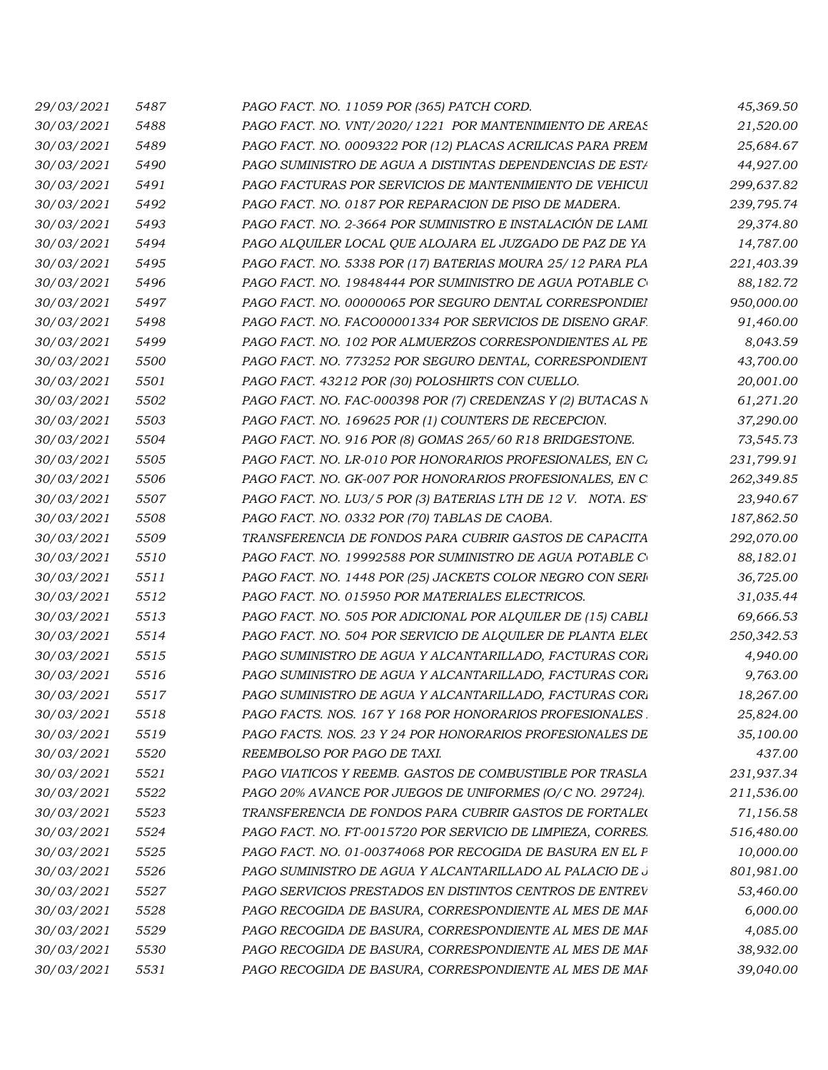| | | | |
|---|---|---|---|
| 29/03/2021 | 5487 | PAGO FACT. NO. 11059 POR (365) PATCH CORD. | 45,369.50 |
| 30/03/2021 | 5488 | PAGO FACT. NO. VNT/2020/1221 POR MANTENIMIENTO DE AREAS | 21,520.00 |
| 30/03/2021 | 5489 | PAGO FACT. NO. 0009322 POR (12) PLACAS ACRILICAS PARA PREM | 25,684.67 |
| 30/03/2021 | 5490 | PAGO SUMINISTRO DE AGUA A DISTINTAS DEPENDENCIAS DE ESTA | 44,927.00 |
| 30/03/2021 | 5491 | PAGO FACTURAS POR SERVICIOS DE MANTENIMIENTO DE VEHICUL | 299,637.82 |
| 30/03/2021 | 5492 | PAGO FACT. NO. 0187 POR REPARACION DE PISO DE MADERA. | 239,795.74 |
| 30/03/2021 | 5493 | PAGO FACT. NO. 2-3664 POR SUMINISTRO E INSTALACIÓN DE LAMI | 29,374.80 |
| 30/03/2021 | 5494 | PAGO ALQUILER LOCAL QUE ALOJARA EL JUZGADO DE PAZ DE YA | 14,787.00 |
| 30/03/2021 | 5495 | PAGO FACT. NO. 5338 POR (17) BATERIAS MOURA 25/12 PARA PLA | 221,403.39 |
| 30/03/2021 | 5496 | PAGO FACT. NO. 19848444 POR SUMINISTRO DE AGUA POTABLE C | 88,182.72 |
| 30/03/2021 | 5497 | PAGO FACT. NO. 00000065 POR SEGURO DENTAL CORRESPONDIEI | 950,000.00 |
| 30/03/2021 | 5498 | PAGO FACT. NO. FACO00001334 POR SERVICIOS DE DISENO GRAF. | 91,460.00 |
| 30/03/2021 | 5499 | PAGO FACT. NO. 102 POR ALMUERZOS CORRESPONDIENTES AL PE | 8,043.59 |
| 30/03/2021 | 5500 | PAGO FACT. NO. 773252 POR SEGURO DENTAL, CORRESPONDIENT | 43,700.00 |
| 30/03/2021 | 5501 | PAGO FACT. 43212 POR (30) POLOSHIRTS CON CUELLO. | 20,001.00 |
| 30/03/2021 | 5502 | PAGO FACT. NO. FAC-000398 POR (7) CREDENZAS Y (2) BUTACAS N | 61,271.20 |
| 30/03/2021 | 5503 | PAGO FACT. NO. 169625 POR (1) COUNTERS DE RECEPCION. | 37,290.00 |
| 30/03/2021 | 5504 | PAGO FACT. NO. 916 POR (8) GOMAS 265/60 R18 BRIDGESTONE. | 73,545.73 |
| 30/03/2021 | 5505 | PAGO FACT. NO. LR-010 POR HONORARIOS PROFESIONALES, EN CA | 231,799.91 |
| 30/03/2021 | 5506 | PAGO FACT. NO. GK-007 POR HONORARIOS PROFESIONALES, EN C | 262,349.85 |
| 30/03/2021 | 5507 | PAGO FACT. NO. LU3/5 POR (3) BATERIAS LTH DE 12 V. NOTA. ES | 23,940.67 |
| 30/03/2021 | 5508 | PAGO FACT. NO. 0332 POR (70) TABLAS DE CAOBA. | 187,862.50 |
| 30/03/2021 | 5509 | TRANSFERENCIA DE FONDOS PARA CUBRIR GASTOS DE CAPACITA | 292,070.00 |
| 30/03/2021 | 5510 | PAGO FACT. NO. 19992588 POR SUMINISTRO DE AGUA POTABLE C | 88,182.01 |
| 30/03/2021 | 5511 | PAGO FACT. NO. 1448 POR (25) JACKETS COLOR NEGRO CON SERI | 36,725.00 |
| 30/03/2021 | 5512 | PAGO FACT. NO. 015950 POR MATERIALES ELECTRICOS. | 31,035.44 |
| 30/03/2021 | 5513 | PAGO FACT. NO. 505 POR ADICIONAL POR ALQUILER DE (15) CABLI | 69,666.53 |
| 30/03/2021 | 5514 | PAGO FACT. NO. 504 POR SERVICIO DE ALQUILER DE PLANTA ELEC | 250,342.53 |
| 30/03/2021 | 5515 | PAGO SUMINISTRO DE AGUA Y ALCANTARILLADO, FACTURAS CORI | 4,940.00 |
| 30/03/2021 | 5516 | PAGO SUMINISTRO DE AGUA Y ALCANTARILLADO, FACTURAS CORI | 9,763.00 |
| 30/03/2021 | 5517 | PAGO SUMINISTRO DE AGUA Y ALCANTARILLADO, FACTURAS CORI | 18,267.00 |
| 30/03/2021 | 5518 | PAGO FACTS. NOS. 167 Y 168 POR HONORARIOS PROFESIONALES | 25,824.00 |
| 30/03/2021 | 5519 | PAGO FACTS. NOS. 23 Y 24 POR HONORARIOS PROFESIONALES DE | 35,100.00 |
| 30/03/2021 | 5520 | REEMBOLSO POR PAGO DE TAXI. | 437.00 |
| 30/03/2021 | 5521 | PAGO VIATICOS Y REEMB. GASTOS DE COMBUSTIBLE POR TRASLA | 231,937.34 |
| 30/03/2021 | 5522 | PAGO 20% AVANCE POR JUEGOS DE UNIFORMES (O/C NO. 29724). | 211,536.00 |
| 30/03/2021 | 5523 | TRANSFERENCIA DE FONDOS PARA CUBRIR GASTOS DE FORTALEC | 71,156.58 |
| 30/03/2021 | 5524 | PAGO FACT. NO. FT-0015720 POR SERVICIO DE LIMPIEZA, CORRES. | 516,480.00 |
| 30/03/2021 | 5525 | PAGO FACT. NO. 01-00374068 POR RECOGIDA DE BASURA EN EL P | 10,000.00 |
| 30/03/2021 | 5526 | PAGO SUMINISTRO DE AGUA Y ALCANTARILLADO AL PALACIO DE J | 801,981.00 |
| 30/03/2021 | 5527 | PAGO SERVICIOS PRESTADOS EN DISTINTOS CENTROS DE ENTREV | 53,460.00 |
| 30/03/2021 | 5528 | PAGO RECOGIDA DE BASURA, CORRESPONDIENTE AL MES DE MAR | 6,000.00 |
| 30/03/2021 | 5529 | PAGO RECOGIDA DE BASURA, CORRESPONDIENTE AL MES DE MAR | 4,085.00 |
| 30/03/2021 | 5530 | PAGO RECOGIDA DE BASURA, CORRESPONDIENTE AL MES DE MAR | 38,932.00 |
| 30/03/2021 | 5531 | PAGO RECOGIDA DE BASURA, CORRESPONDIENTE AL MES DE MAR | 39,040.00 |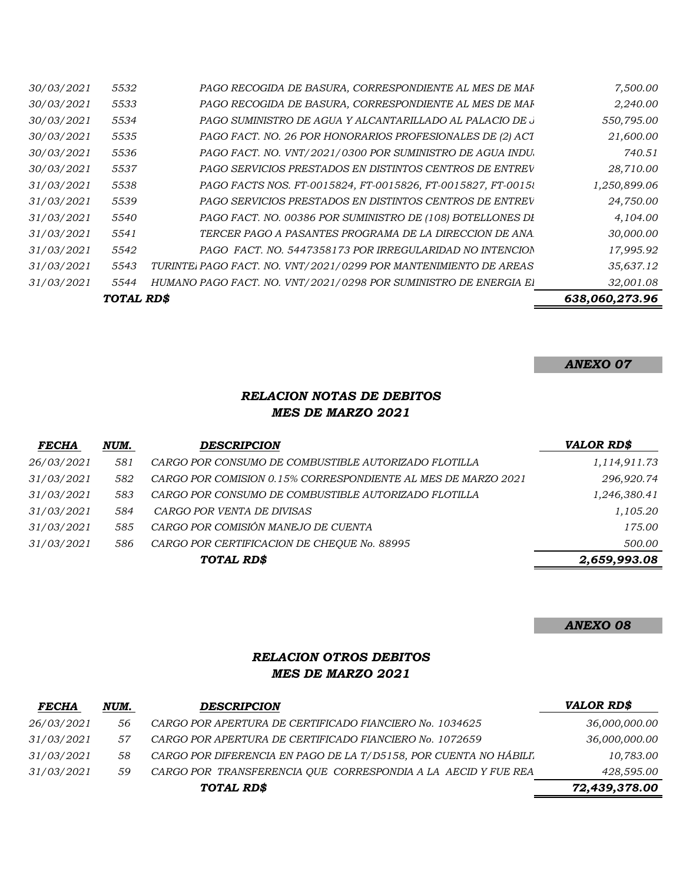| | | | |
|---|---|---|---|
| 30/03/2021 | 5532 | PAGO RECOGIDA DE BASURA, CORRESPONDIENTE AL MES DE MAF | 7,500.00 |
| 30/03/2021 | 5533 | PAGO RECOGIDA DE BASURA, CORRESPONDIENTE AL MES DE MAF | 2,240.00 |
| 30/03/2021 | 5534 | PAGO SUMINISTRO DE AGUA Y ALCANTARILLADO AL PALACIO DE J | 550,795.00 |
| 30/03/2021 | 5535 | PAGO FACT. NO. 26 POR HONORARIOS PROFESIONALES DE (2) ACT | 21,600.00 |
| 30/03/2021 | 5536 | PAGO FACT. NO. VNT/2021/0300 POR SUMINISTRO DE AGUA INDU | 740.51 |
| 30/03/2021 | 5537 | PAGO SERVICIOS PRESTADOS EN DISTINTOS CENTROS DE ENTREV | 28,710.00 |
| 31/03/2021 | 5538 | PAGO FACTS NOS. FT-0015824, FT-0015826, FT-0015827, FT-0015 | 1,250,899.06 |
| 31/03/2021 | 5539 | PAGO SERVICIOS PRESTADOS EN DISTINTOS CENTROS DE ENTREV | 24,750.00 |
| 31/03/2021 | 5540 | PAGO FACT. NO. 00386 POR SUMINISTRO DE (108) BOTELLONES DI | 4,104.00 |
| 31/03/2021 | 5541 | TERCER PAGO A PASANTES PROGRAMA DE LA DIRECCION DE ANA | 30,000.00 |
| 31/03/2021 | 5542 | PAGO FACT. NO. 5447358173 POR IRREGULARIDAD NO INTENCION | 17,995.92 |
| 31/03/2021 | 5543 | TURINTE PAGO FACT. NO. VNT/2021/0299 POR MANTENIMIENTO DE AREAS | 35,637.12 |
| 31/03/2021 | 5544 | HUMANO PAGO FACT. NO. VNT/2021/0298 POR SUMINISTRO DE ENERGIA EI | 32,001.08 |
| | **TOTAL RD$** | | **638,060,273.96** |

**ANEXO 07**

## RELACION NOTAS DE DEBITOS
## MES DE MARZO 2021

| FECHA | NUM. | DESCRIPCION | VALOR RD$ |
|---|---|---|---|
| 26/03/2021 | 581 | CARGO POR CONSUMO DE COMBUSTIBLE AUTORIZADO FLOTILLA | 1,114,911.73 |
| 31/03/2021 | 582 | CARGO POR COMISION 0.15% CORRESPONDIENTE AL MES DE MARZO 2021 | 296,920.74 |
| 31/03/2021 | 583 | CARGO POR CONSUMO DE COMBUSTIBLE AUTORIZADO FLOTILLA | 1,246,380.41 |
| 31/03/2021 | 584 | CARGO POR VENTA DE DIVISAS | 1,105.20 |
| 31/03/2021 | 585 | CARGO POR COMISIÓN MANEJO DE CUENTA | 175.00 |
| 31/03/2021 | 586 | CARGO POR CERTIFICACION DE CHEQUE No. 88995 | 500.00 |
| | | **TOTAL RD$** | **2,659,993.08** |

**ANEXO 08**

## RELACION OTROS DEBITOS
## MES DE MARZO 2021

| FECHA | NUM. | DESCRIPCION | VALOR RD$ |
|---|---|---|---|
| 26/03/2021 | 56 | CARGO POR APERTURA DE CERTIFICADO FIANCIERO No. 1034625 | 36,000,000.00 |
| 31/03/2021 | 57 | CARGO POR APERTURA DE CERTIFICADO FIANCIERO No. 1072659 | 36,000,000.00 |
| 31/03/2021 | 58 | CARGO POR DIFERENCIA EN PAGO DE LA T/D5158, POR CUENTA NO HÁBIL | 10,783.00 |
| 31/03/2021 | 59 | CARGO POR TRANSFERENCIA QUE CORRESPONDIA A LA AECID Y FUE REA | 428,595.00 |
| | | **TOTAL RD$** | **72,439,378.00** |